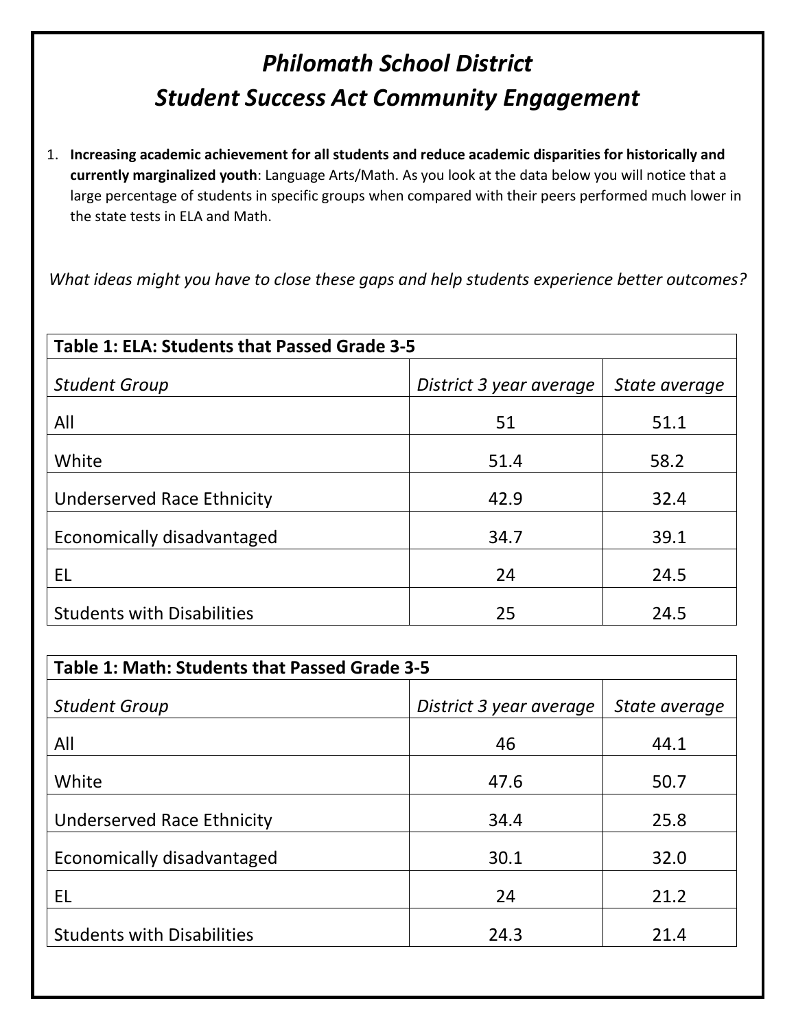# *Philomath School District*

# *Student Success Act Community Engagement*

1. **Increasing academic achievement for all students and reduce academic disparities for historically and currently marginalized youth**: Language Arts/Math. As you look at the data below you will notice that a large percentage of students in specific groups when compared with their peers performed much lower in the state tests in ELA and Math.

*What ideas might you have to close these gaps and help students experience better outcomes?*

| **Table 1: ELA: Students that Passed Grade 3-5** | | |
|---|---|---|
| *Student Group* | *District 3 year average* | *State average* |
| All | 51 | 51.1 |
| White | 51.4 | 58.2 |
| Underserved Race Ethnicity | 42.9 | 32.4 |
| Economically disadvantaged | 34.7 | 39.1 |
| EL | 24 | 24.5 |
| Students with Disabilities | 25 | 24.5 |

| **Table 1: Math: Students that Passed Grade 3-5** | | |
|---|---|---|
| *Student Group* | *District 3 year average* | *State average* |
| All | 46 | 44.1 |
| White | 47.6 | 50.7 |
| Underserved Race Ethnicity | 34.4 | 25.8 |
| Economically disadvantaged | 30.1 | 32.0 |
| EL | 24 | 21.2 |
| Students with Disabilities | 24.3 | 21.4 |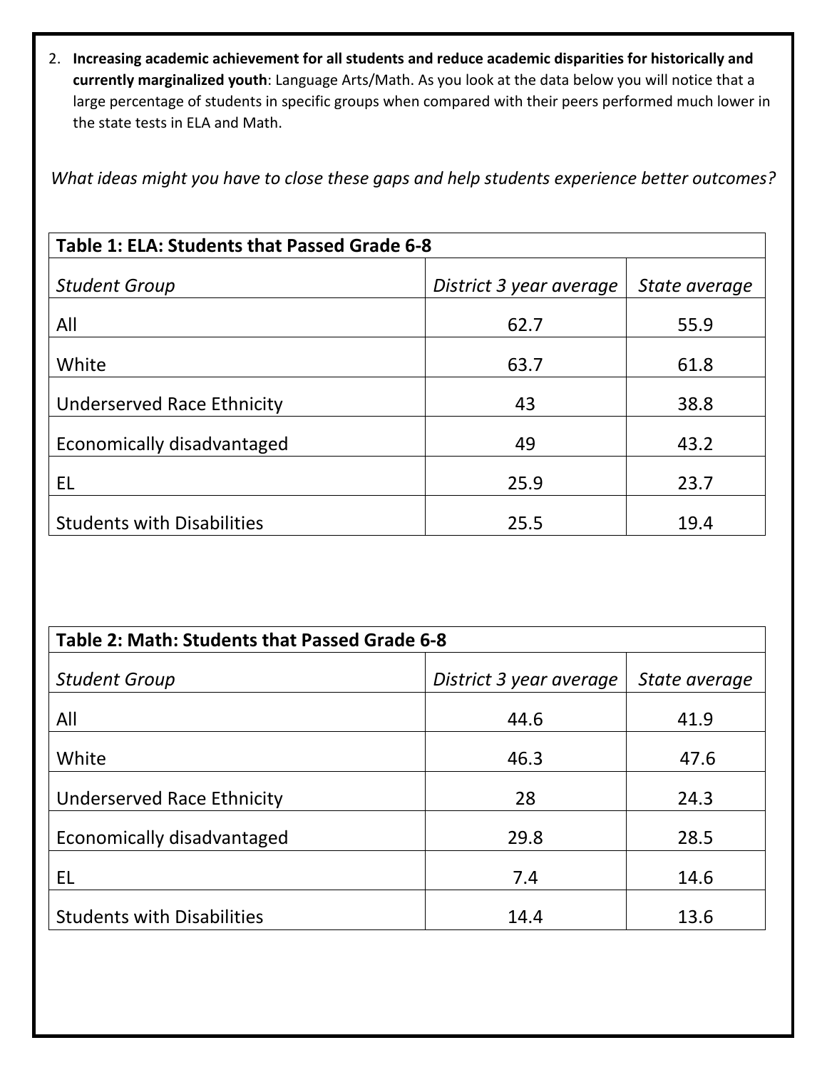2. **Increasing academic achievement for all students and reduce academic disparities for historically and currently marginalized youth**: Language Arts/Math. As you look at the data below you will notice that a large percentage of students in specific groups when compared with their peers performed much lower in the state tests in ELA and Math.

*What ideas might you have to close these gaps and help students experience better outcomes?*

| **Table 1: ELA: Students that Passed Grade 6-8** | | |
|---|---|---|
| *Student Group* | *District 3 year average* | *State average* |
| All | 62.7 | 55.9 |
| White | 63.7 | 61.8 |
| Underserved Race Ethnicity | 43 | 38.8 |
| Economically disadvantaged | 49 | 43.2 |
| EL | 25.9 | 23.7 |
| Students with Disabilities | 25.5 | 19.4 |

| **Table 2: Math: Students that Passed Grade 6-8** | | |
|---|---|---|
| *Student Group* | *District 3 year average* | *State average* |
| All | 44.6 | 41.9 |
| White | 46.3 | 47.6 |
| Underserved Race Ethnicity | 28 | 24.3 |
| Economically disadvantaged | 29.8 | 28.5 |
| EL | 7.4 | 14.6 |
| Students with Disabilities | 14.4 | 13.6 |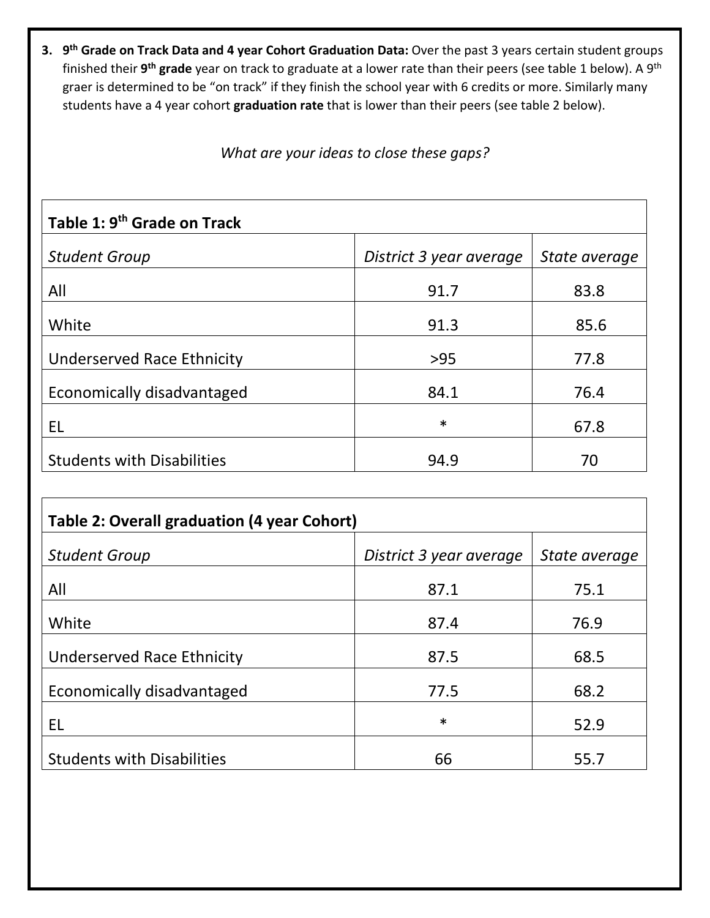3. **9th Grade on Track Data and 4 year Cohort Graduation Data:** Over the past 3 years certain student groups finished their **9th grade** year on track to graduate at a lower rate than their peers (see table 1 below). A 9th graer is determined to be "on track" if they finish the school year with 6 credits or more. Similarly many students have a 4 year cohort **graduation rate** that is lower than their peers (see table 2 below).

*What are your ideas to close these gaps?*

| **Table 1: 9th Grade on Track** | | |
|---|---|---|
| *Student Group* | *District 3 year average* | *State average* |
| All | 91.7 | 83.8 |
| White | 91.3 | 85.6 |
| Underserved Race Ethnicity | >95 | 77.8 |
| Economically disadvantaged | 84.1 | 76.4 |
| EL | * | 67.8 |
| Students with Disabilities | 94.9 | 70 |

| **Table 2: Overall graduation (4 year Cohort)** | | |
|---|---|---|
| *Student Group* | *District 3 year average* | *State average* |
| All | 87.1 | 75.1 |
| White | 87.4 | 76.9 |
| Underserved Race Ethnicity | 87.5 | 68.5 |
| Economically disadvantaged | 77.5 | 68.2 |
| EL | * | 52.9 |
| Students with Disabilities | 66 | 55.7 |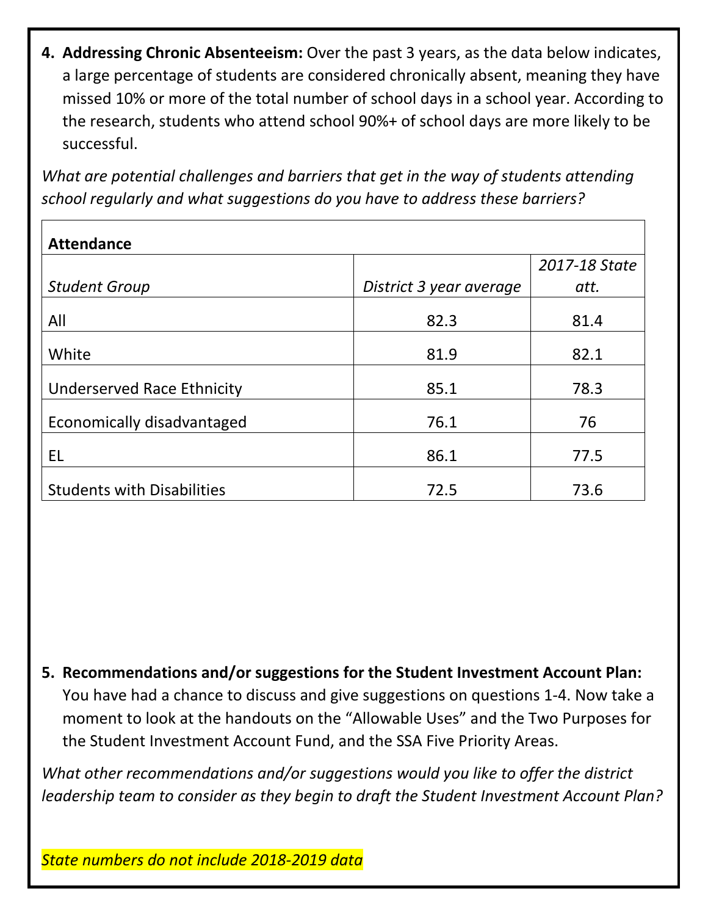4. **Addressing Chronic Absenteeism:** Over the past 3 years, as the data below indicates, a large percentage of students are considered chronically absent, meaning they have missed 10% or more of the total number of school days in a school year. According to the research, students who attend school 90%+ of school days are more likely to be successful.

*What are potential challenges and barriers that get in the way of students attending school regularly and what suggestions do you have to address these barriers?*

| **Attendance** | | |
|---|---|---|
| *Student Group* | *District 3 year average* | *2017-18 State att.* |
| All | 82.3 | 81.4 |
| White | 81.9 | 82.1 |
| Underserved Race Ethnicity | 85.1 | 78.3 |
| Economically disadvantaged | 76.1 | 76 |
| EL | 86.1 | 77.5 |
| Students with Disabilities | 72.5 | 73.6 |

5. **Recommendations and/or suggestions for the Student Investment Account Plan:** You have had a chance to discuss and give suggestions on questions 1-4. Now take a moment to look at the handouts on the "Allowable Uses" and the Two Purposes for the Student Investment Account Fund, and the SSA Five Priority Areas.

*What other recommendations and/or suggestions would you like to offer the district leadership team to consider as they begin to draft the Student Investment Account Plan?*

*State numbers do not include 2018-2019 data*